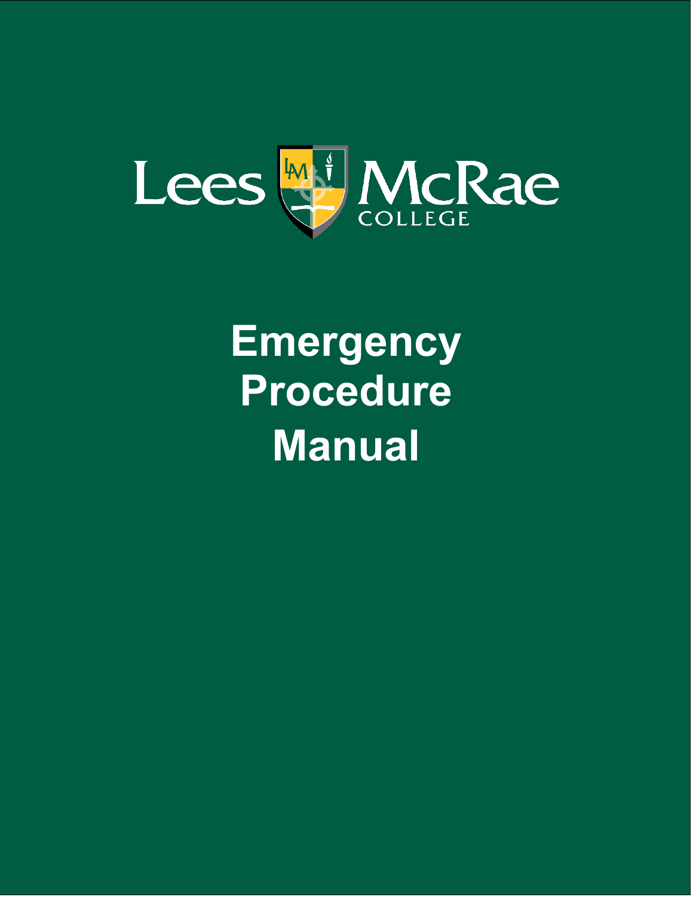Lees McRae College

# Emergency Procedure Manual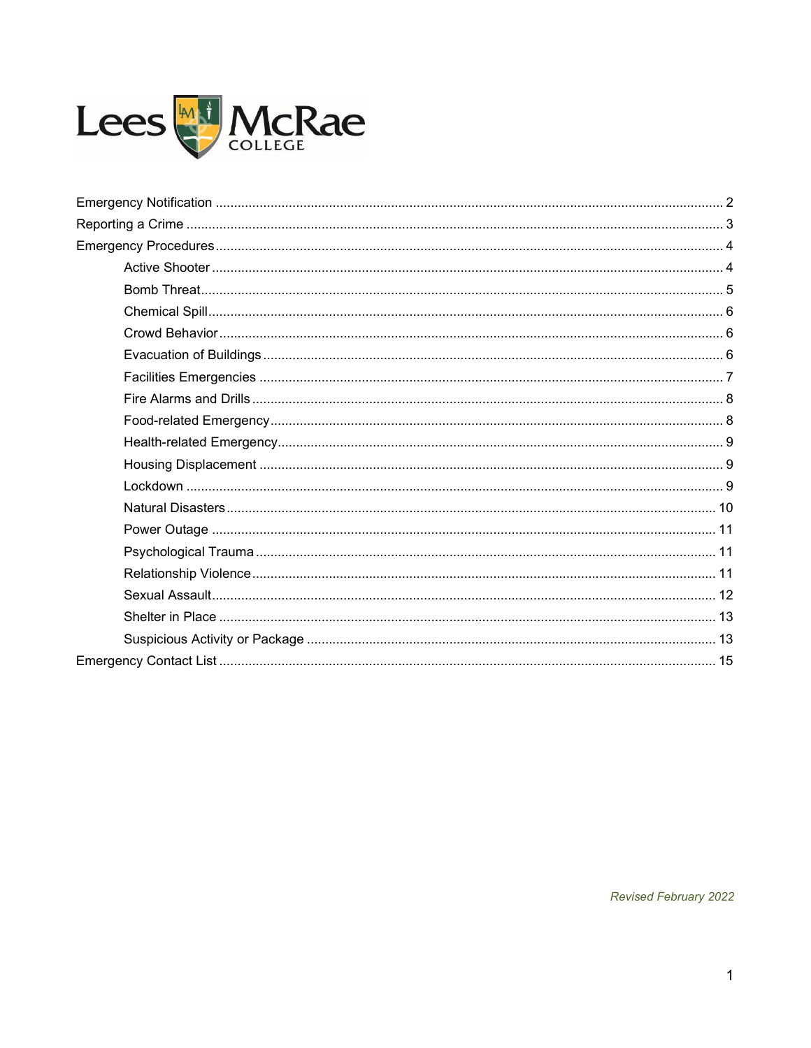Lees McRae College

- Emergency Notification ... 2
- Reporting a Crime ... 3
- Emergency Procedures ... 4
  - Active Shooter ... 4
  - Bomb Threat ... 5
  - Chemical Spill ... 6
  - Crowd Behavior ... 6
  - Evacuation of Buildings ... 6
  - Facilities Emergencies ... 7
  - Fire Alarms and Drills ... 8
  - Food-related Emergency ... 8
  - Health-related Emergency ... 9
  - Housing Displacement ... 9
  - Lockdown ... 9
  - Natural Disasters ... 10
  - Power Outage ... 11
  - Psychological Trauma ... 11
  - Relationship Violence ... 11
  - Sexual Assault ... 12
  - Shelter in Place ... 13
  - Suspicious Activity or Package ... 13
- Emergency Contact List ... 15

*Revised February 2022*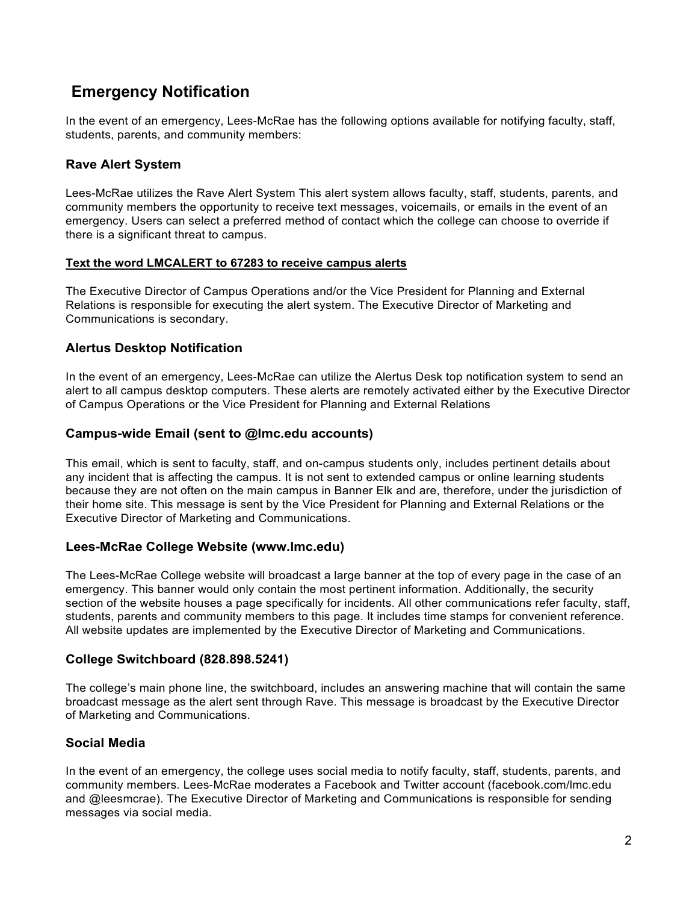# Emergency Notification

In the event of an emergency, Lees-McRae has the following options available for notifying faculty, staff, students, parents, and community members:

## Rave Alert System

Lees-McRae utilizes the Rave Alert System This alert system allows faculty, staff, students, parents, and community members the opportunity to receive text messages, voicemails, or emails in the event of an emergency. Users can select a preferred method of contact which the college can choose to override if there is a significant threat to campus.

**Text the word LMCALERT to 67283 to receive campus alerts**

The Executive Director of Campus Operations and/or the Vice President for Planning and External Relations is responsible for executing the alert system. The Executive Director of Marketing and Communications is secondary.

## Alertus Desktop Notification

In the event of an emergency, Lees-McRae can utilize the Alertus Desk top notification system to send an alert to all campus desktop computers. These alerts are remotely activated either by the Executive Director of Campus Operations or the Vice President for Planning and External Relations

## Campus-wide Email (sent to @lmc.edu accounts)

This email, which is sent to faculty, staff, and on-campus students only, includes pertinent details about any incident that is affecting the campus. It is not sent to extended campus or online learning students because they are not often on the main campus in Banner Elk and are, therefore, under the jurisdiction of their home site. This message is sent by the Vice President for Planning and External Relations or the Executive Director of Marketing and Communications.

## Lees-McRae College Website (www.lmc.edu)

The Lees-McRae College website will broadcast a large banner at the top of every page in the case of an emergency. This banner would only contain the most pertinent information. Additionally, the security section of the website houses a page specifically for incidents. All other communications refer faculty, staff, students, parents and community members to this page. It includes time stamps for convenient reference. All website updates are implemented by the Executive Director of Marketing and Communications.

## College Switchboard (828.898.5241)

The college's main phone line, the switchboard, includes an answering machine that will contain the same broadcast message as the alert sent through Rave. This message is broadcast by the Executive Director of Marketing and Communications.

## Social Media

In the event of an emergency, the college uses social media to notify faculty, staff, students, parents, and community members. Lees-McRae moderates a Facebook and Twitter account (facebook.com/lmc.edu and @leesmcrae). The Executive Director of Marketing and Communications is responsible for sending messages via social media.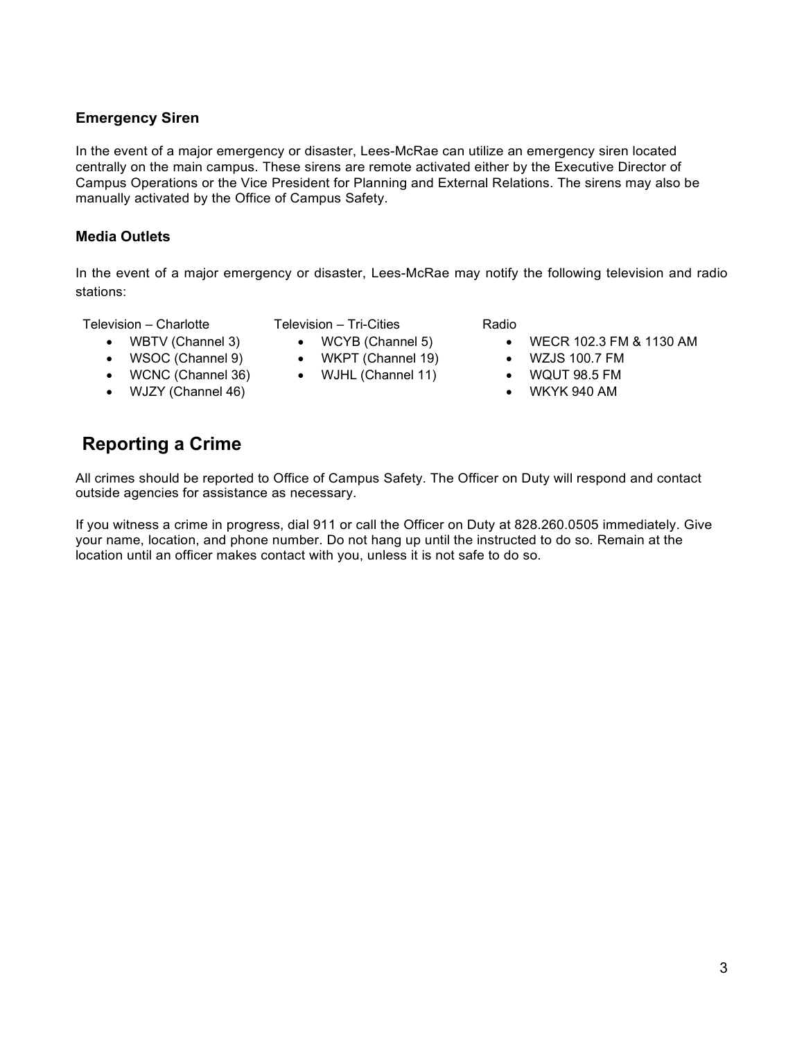### Emergency Siren

In the event of a major emergency or disaster, Lees-McRae can utilize an emergency siren located centrally on the main campus. These sirens are remote activated either by the Executive Director of Campus Operations or the Vice President for Planning and External Relations. The sirens may also be manually activated by the Office of Campus Safety.

### Media Outlets

In the event of a major emergency or disaster, Lees-McRae may notify the following television and radio stations:

Television – Charlotte

- WBTV (Channel 3)
- WSOC (Channel 9)
- WCNC (Channel 36)
- WJZY (Channel 46)

Television – Tri-Cities

- WCYB (Channel 5)
- WKPT (Channel 19)
- WJHL (Channel 11)

Radio

- WECR 102.3 FM & 1130 AM
- WZJS 100.7 FM
- WQUT 98.5 FM
- WKYK 940 AM

## Reporting a Crime

All crimes should be reported to Office of Campus Safety. The Officer on Duty will respond and contact outside agencies for assistance as necessary.

If you witness a crime in progress, dial 911 or call the Officer on Duty at 828.260.0505 immediately. Give your name, location, and phone number. Do not hang up until the instructed to do so. Remain at the location until an officer makes contact with you, unless it is not safe to do so.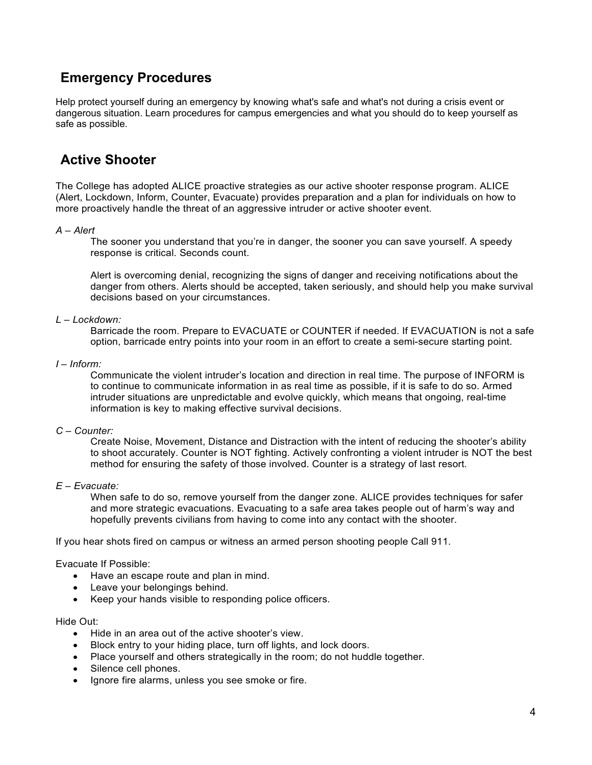## Emergency Procedures

Help protect yourself during an emergency by knowing what's safe and what's not during a crisis event or dangerous situation. Learn procedures for campus emergencies and what you should do to keep yourself as safe as possible.

## Active Shooter

The College has adopted ALICE proactive strategies as our active shooter response program. ALICE (Alert, Lockdown, Inform, Counter, Evacuate) provides preparation and a plan for individuals on how to more proactively handle the threat of an aggressive intruder or active shooter event.

*A – Alert*

The sooner you understand that you're in danger, the sooner you can save yourself. A speedy response is critical. Seconds count.

Alert is overcoming denial, recognizing the signs of danger and receiving notifications about the danger from others. Alerts should be accepted, taken seriously, and should help you make survival decisions based on your circumstances.

*L – Lockdown:*

Barricade the room. Prepare to EVACUATE or COUNTER if needed. If EVACUATION is not a safe option, barricade entry points into your room in an effort to create a semi-secure starting point.

*I – Inform:*

Communicate the violent intruder's location and direction in real time. The purpose of INFORM is to continue to communicate information in as real time as possible, if it is safe to do so. Armed intruder situations are unpredictable and evolve quickly, which means that ongoing, real-time information is key to making effective survival decisions.

*C – Counter:*

Create Noise, Movement, Distance and Distraction with the intent of reducing the shooter's ability to shoot accurately. Counter is NOT fighting. Actively confronting a violent intruder is NOT the best method for ensuring the safety of those involved. Counter is a strategy of last resort.

*E – Evacuate:*

When safe to do so, remove yourself from the danger zone. ALICE provides techniques for safer and more strategic evacuations. Evacuating to a safe area takes people out of harm's way and hopefully prevents civilians from having to come into any contact with the shooter.

If you hear shots fired on campus or witness an armed person shooting people Call 911.

Evacuate If Possible:

- Have an escape route and plan in mind.
- Leave your belongings behind.
- Keep your hands visible to responding police officers.

Hide Out:

- Hide in an area out of the active shooter's view.
- Block entry to your hiding place, turn off lights, and lock doors.
- Place yourself and others strategically in the room; do not huddle together.
- Silence cell phones.
- Ignore fire alarms, unless you see smoke or fire.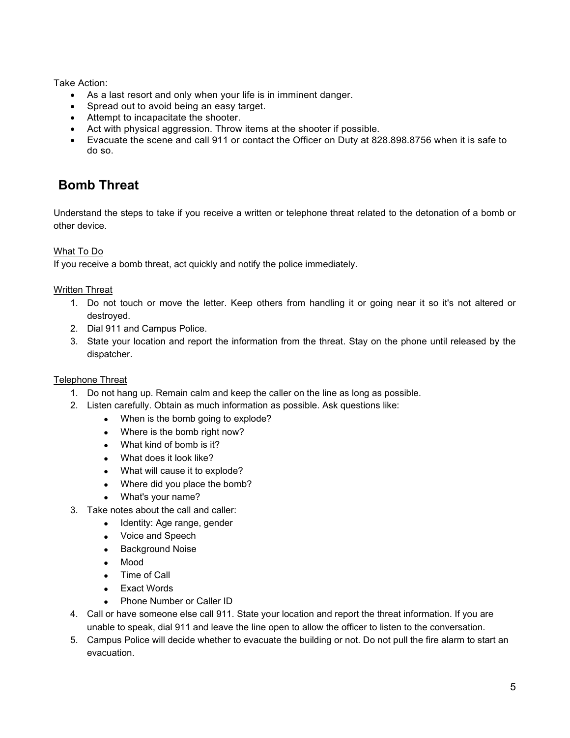Take Action:

- As a last resort and only when your life is in imminent danger.
- Spread out to avoid being an easy target.
- Attempt to incapacitate the shooter.
- Act with physical aggression. Throw items at the shooter if possible.
- Evacuate the scene and call 911 or contact the Officer on Duty at 828.898.8756 when it is safe to do so.

## Bomb Threat

Understand the steps to take if you receive a written or telephone threat related to the detonation of a bomb or other device.

What To Do

If you receive a bomb threat, act quickly and notify the police immediately.

Written Threat

1. Do not touch or move the letter. Keep others from handling it or going near it so it's not altered or destroyed.
2. Dial 911 and Campus Police.
3. State your location and report the information from the threat. Stay on the phone until released by the dispatcher.

Telephone Threat

1. Do not hang up. Remain calm and keep the caller on the line as long as possible.
2. Listen carefully. Obtain as much information as possible. Ask questions like:
   - When is the bomb going to explode?
   - Where is the bomb right now?
   - What kind of bomb is it?
   - What does it look like?
   - What will cause it to explode?
   - Where did you place the bomb?
   - What's your name?
3. Take notes about the call and caller:
   - Identity: Age range, gender
   - Voice and Speech
   - Background Noise
   - Mood
   - Time of Call
   - Exact Words
   - Phone Number or Caller ID
4. Call or have someone else call 911. State your location and report the threat information. If you are unable to speak, dial 911 and leave the line open to allow the officer to listen to the conversation.
5. Campus Police will decide whether to evacuate the building or not. Do not pull the fire alarm to start an evacuation.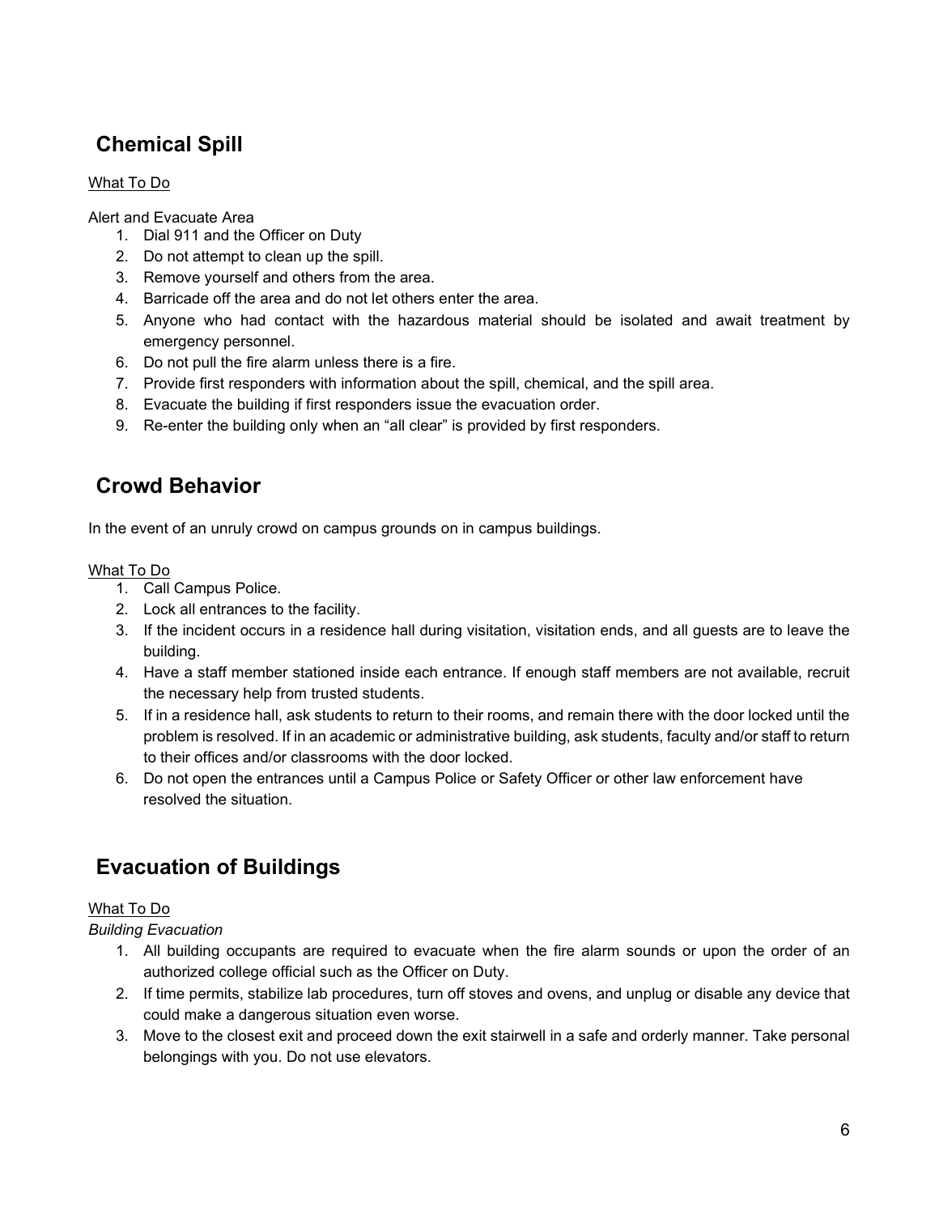## Chemical Spill

What To Do

Alert and Evacuate Area

1. Dial 911 and the Officer on Duty
2. Do not attempt to clean up the spill.
3. Remove yourself and others from the area.
4. Barricade off the area and do not let others enter the area.
5. Anyone who had contact with the hazardous material should be isolated and await treatment by emergency personnel.
6. Do not pull the fire alarm unless there is a fire.
7. Provide first responders with information about the spill, chemical, and the spill area.
8. Evacuate the building if first responders issue the evacuation order.
9. Re-enter the building only when an "all clear" is provided by first responders.

## Crowd Behavior

In the event of an unruly crowd on campus grounds on in campus buildings.

What To Do

1. Call Campus Police.
2. Lock all entrances to the facility.
3. If the incident occurs in a residence hall during visitation, visitation ends, and all guests are to leave the building.
4. Have a staff member stationed inside each entrance. If enough staff members are not available, recruit the necessary help from trusted students.
5. If in a residence hall, ask students to return to their rooms, and remain there with the door locked until the problem is resolved. If in an academic or administrative building, ask students, faculty and/or staff to return to their offices and/or classrooms with the door locked.
6. Do not open the entrances until a Campus Police or Safety Officer or other law enforcement have resolved the situation.

## Evacuation of Buildings

What To Do

*Building Evacuation*

1. All building occupants are required to evacuate when the fire alarm sounds or upon the order of an authorized college official such as the Officer on Duty.
2. If time permits, stabilize lab procedures, turn off stoves and ovens, and unplug or disable any device that could make a dangerous situation even worse.
3. Move to the closest exit and proceed down the exit stairwell in a safe and orderly manner. Take personal belongings with you. Do not use elevators.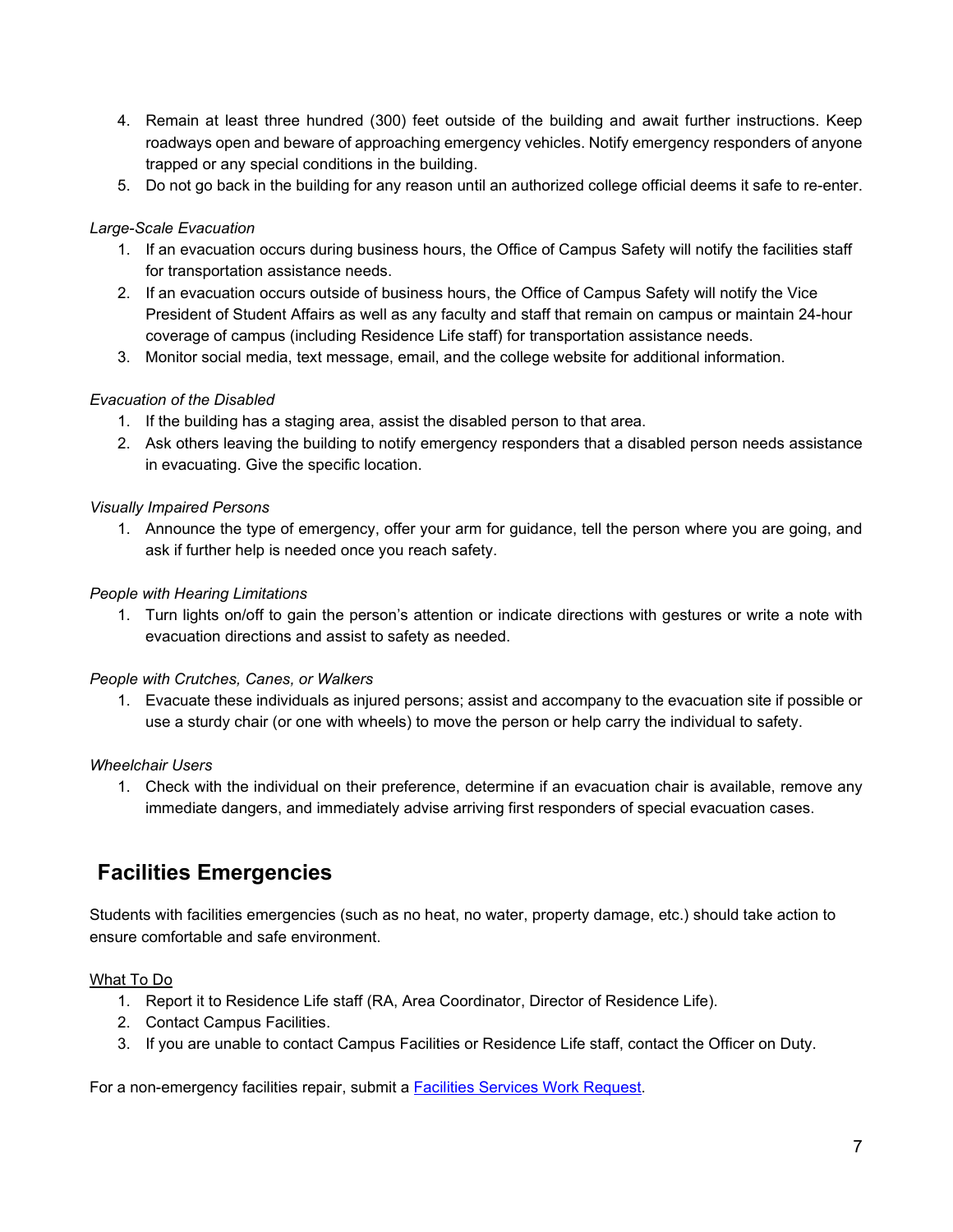4. Remain at least three hundred (300) feet outside of the building and await further instructions. Keep roadways open and beware of approaching emergency vehicles. Notify emergency responders of anyone trapped or any special conditions in the building.
5. Do not go back in the building for any reason until an authorized college official deems it safe to re-enter.

*Large-Scale Evacuation*

1. If an evacuation occurs during business hours, the Office of Campus Safety will notify the facilities staff for transportation assistance needs.
2. If an evacuation occurs outside of business hours, the Office of Campus Safety will notify the Vice President of Student Affairs as well as any faculty and staff that remain on campus or maintain 24-hour coverage of campus (including Residence Life staff) for transportation assistance needs.
3. Monitor social media, text message, email, and the college website for additional information.

*Evacuation of the Disabled*

1. If the building has a staging area, assist the disabled person to that area.
2. Ask others leaving the building to notify emergency responders that a disabled person needs assistance in evacuating. Give the specific location.

*Visually Impaired Persons*

1. Announce the type of emergency, offer your arm for guidance, tell the person where you are going, and ask if further help is needed once you reach safety.

*People with Hearing Limitations*

1. Turn lights on/off to gain the person's attention or indicate directions with gestures or write a note with evacuation directions and assist to safety as needed.

*People with Crutches, Canes, or Walkers*

1. Evacuate these individuals as injured persons; assist and accompany to the evacuation site if possible or use a sturdy chair (or one with wheels) to move the person or help carry the individual to safety.

*Wheelchair Users*

1. Check with the individual on their preference, determine if an evacuation chair is available, remove any immediate dangers, and immediately advise arriving first responders of special evacuation cases.

## Facilities Emergencies

Students with facilities emergencies (such as no heat, no water, property damage, etc.) should take action to ensure comfortable and safe environment.

<u>What To Do</u>

1. Report it to Residence Life staff (RA, Area Coordinator, Director of Residence Life).
2. Contact Campus Facilities.
3. If you are unable to contact Campus Facilities or Residence Life staff, contact the Officer on Duty.

For a non-emergency facilities repair, submit a [Facilities Services Work Request](#).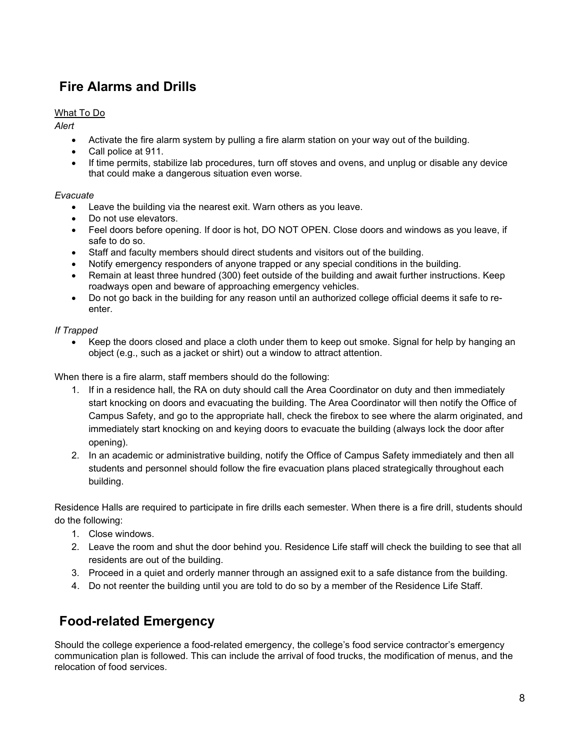## Fire Alarms and Drills

What To Do

*Alert*

- Activate the fire alarm system by pulling a fire alarm station on your way out of the building.
- Call police at 911.
- If time permits, stabilize lab procedures, turn off stoves and ovens, and unplug or disable any device that could make a dangerous situation even worse.

*Evacuate*

- Leave the building via the nearest exit. Warn others as you leave.
- Do not use elevators.
- Feel doors before opening. If door is hot, DO NOT OPEN. Close doors and windows as you leave, if safe to do so.
- Staff and faculty members should direct students and visitors out of the building.
- Notify emergency responders of anyone trapped or any special conditions in the building.
- Remain at least three hundred (300) feet outside of the building and await further instructions. Keep roadways open and beware of approaching emergency vehicles.
- Do not go back in the building for any reason until an authorized college official deems it safe to re-enter.

*If Trapped*

- Keep the doors closed and place a cloth under them to keep out smoke. Signal for help by hanging an object (e.g., such as a jacket or shirt) out a window to attract attention.

When there is a fire alarm, staff members should do the following:

1. If in a residence hall, the RA on duty should call the Area Coordinator on duty and then immediately start knocking on doors and evacuating the building. The Area Coordinator will then notify the Office of Campus Safety, and go to the appropriate hall, check the firebox to see where the alarm originated, and immediately start knocking on and keying doors to evacuate the building (always lock the door after opening).
2. In an academic or administrative building, notify the Office of Campus Safety immediately and then all students and personnel should follow the fire evacuation plans placed strategically throughout each building.

Residence Halls are required to participate in fire drills each semester. When there is a fire drill, students should do the following:

1. Close windows.
2. Leave the room and shut the door behind you. Residence Life staff will check the building to see that all residents are out of the building.
3. Proceed in a quiet and orderly manner through an assigned exit to a safe distance from the building.
4. Do not reenter the building until you are told to do so by a member of the Residence Life Staff.

## Food-related Emergency

Should the college experience a food-related emergency, the college's food service contractor's emergency communication plan is followed. This can include the arrival of food trucks, the modification of menus, and the relocation of food services.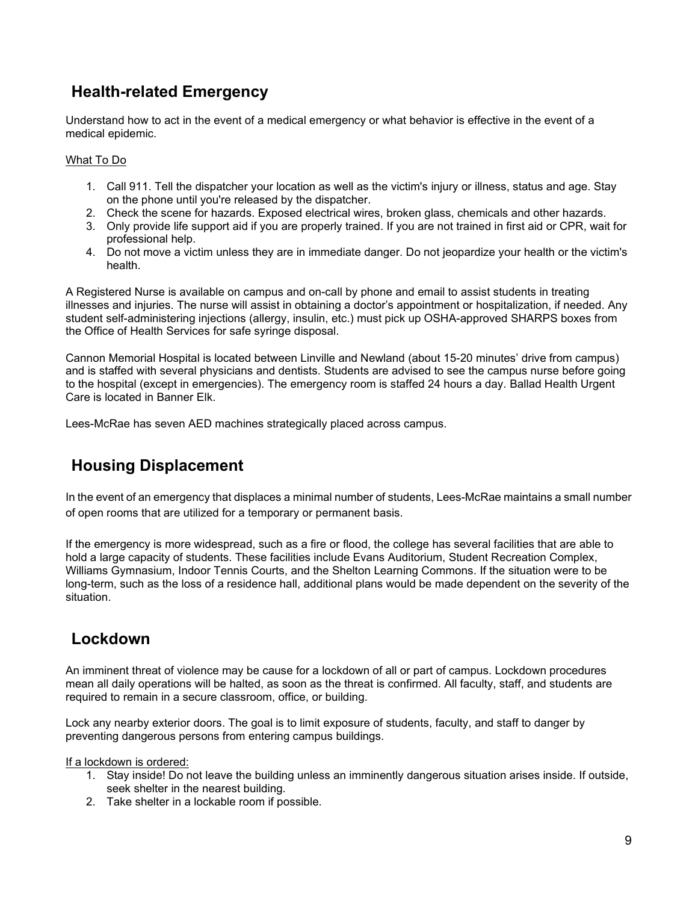## Health-related Emergency

Understand how to act in the event of a medical emergency or what behavior is effective in the event of a medical epidemic.

What To Do

1. Call 911. Tell the dispatcher your location as well as the victim's injury or illness, status and age. Stay on the phone until you're released by the dispatcher.
2. Check the scene for hazards. Exposed electrical wires, broken glass, chemicals and other hazards.
3. Only provide life support aid if you are properly trained. If you are not trained in first aid or CPR, wait for professional help.
4. Do not move a victim unless they are in immediate danger. Do not jeopardize your health or the victim's health.

A Registered Nurse is available on campus and on-call by phone and email to assist students in treating illnesses and injuries. The nurse will assist in obtaining a doctor's appointment or hospitalization, if needed. Any student self-administering injections (allergy, insulin, etc.) must pick up OSHA-approved SHARPS boxes from the Office of Health Services for safe syringe disposal.

Cannon Memorial Hospital is located between Linville and Newland (about 15-20 minutes' drive from campus) and is staffed with several physicians and dentists. Students are advised to see the campus nurse before going to the hospital (except in emergencies). The emergency room is staffed 24 hours a day. Ballad Health Urgent Care is located in Banner Elk.

Lees-McRae has seven AED machines strategically placed across campus.

## Housing Displacement

In the event of an emergency that displaces a minimal number of students, Lees-McRae maintains a small number of open rooms that are utilized for a temporary or permanent basis.

If the emergency is more widespread, such as a fire or flood, the college has several facilities that are able to hold a large capacity of students. These facilities include Evans Auditorium, Student Recreation Complex, Williams Gymnasium, Indoor Tennis Courts, and the Shelton Learning Commons. If the situation were to be long-term, such as the loss of a residence hall, additional plans would be made dependent on the severity of the situation.

## Lockdown

An imminent threat of violence may be cause for a lockdown of all or part of campus. Lockdown procedures mean all daily operations will be halted, as soon as the threat is confirmed. All faculty, staff, and students are required to remain in a secure classroom, office, or building.

Lock any nearby exterior doors. The goal is to limit exposure of students, faculty, and staff to danger by preventing dangerous persons from entering campus buildings.

If a lockdown is ordered:

1. Stay inside! Do not leave the building unless an imminently dangerous situation arises inside. If outside, seek shelter in the nearest building.
2. Take shelter in a lockable room if possible.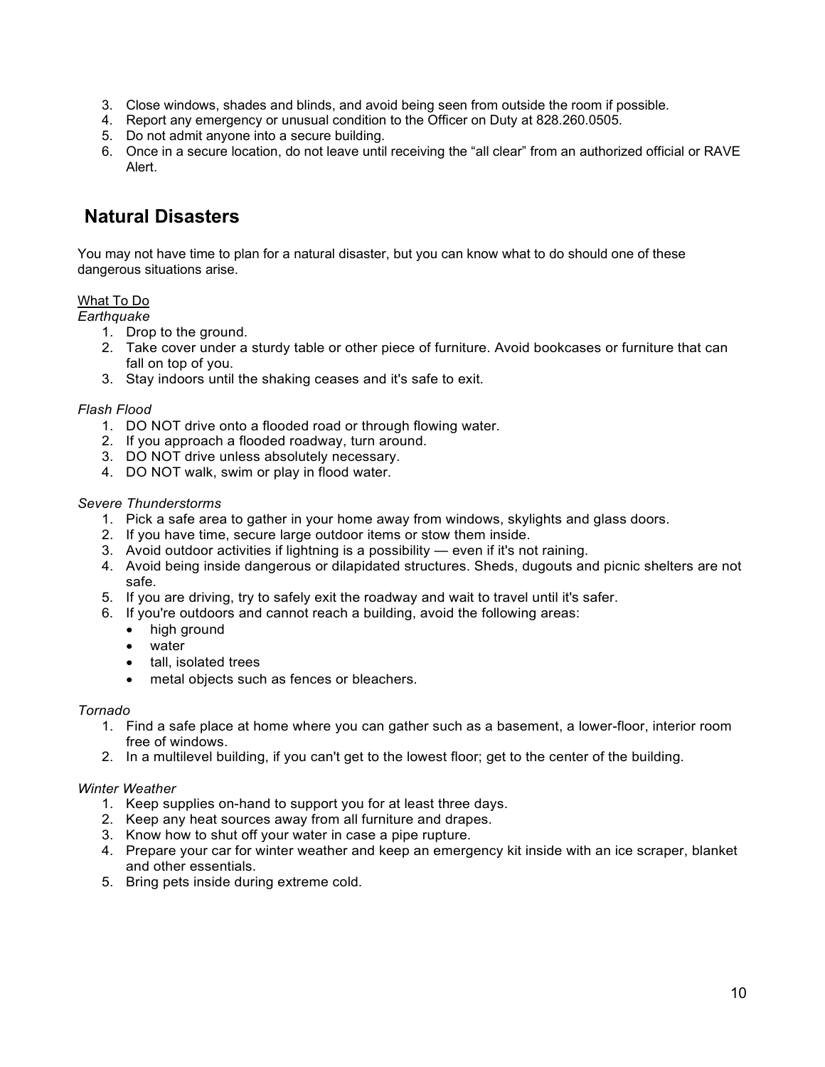3. Close windows, shades and blinds, and avoid being seen from outside the room if possible.
4. Report any emergency or unusual condition to the Officer on Duty at 828.260.0505.
5. Do not admit anyone into a secure building.
6. Once in a secure location, do not leave until receiving the “all clear” from an authorized official or RAVE Alert.

## Natural Disasters

You may not have time to plan for a natural disaster, but you can know what to do should one of these dangerous situations arise.

What To Do

*Earthquake*

1. Drop to the ground.
2. Take cover under a sturdy table or other piece of furniture. Avoid bookcases or furniture that can fall on top of you.
3. Stay indoors until the shaking ceases and it's safe to exit.

*Flash Flood*

1. DO NOT drive onto a flooded road or through flowing water.
2. If you approach a flooded roadway, turn around.
3. DO NOT drive unless absolutely necessary.
4. DO NOT walk, swim or play in flood water.

*Severe Thunderstorms*

1. Pick a safe area to gather in your home away from windows, skylights and glass doors.
2. If you have time, secure large outdoor items or stow them inside.
3. Avoid outdoor activities if lightning is a possibility — even if it's not raining.
4. Avoid being inside dangerous or dilapidated structures. Sheds, dugouts and picnic shelters are not safe.
5. If you are driving, try to safely exit the roadway and wait to travel until it's safer.
6. If you're outdoors and cannot reach a building, avoid the following areas:
   - high ground
   - water
   - tall, isolated trees
   - metal objects such as fences or bleachers.

*Tornado*

1. Find a safe place at home where you can gather such as a basement, a lower-floor, interior room free of windows.
2. In a multilevel building, if you can't get to the lowest floor; get to the center of the building.

*Winter Weather*

1. Keep supplies on-hand to support you for at least three days.
2. Keep any heat sources away from all furniture and drapes.
3. Know how to shut off your water in case a pipe rupture.
4. Prepare your car for winter weather and keep an emergency kit inside with an ice scraper, blanket and other essentials.
5. Bring pets inside during extreme cold.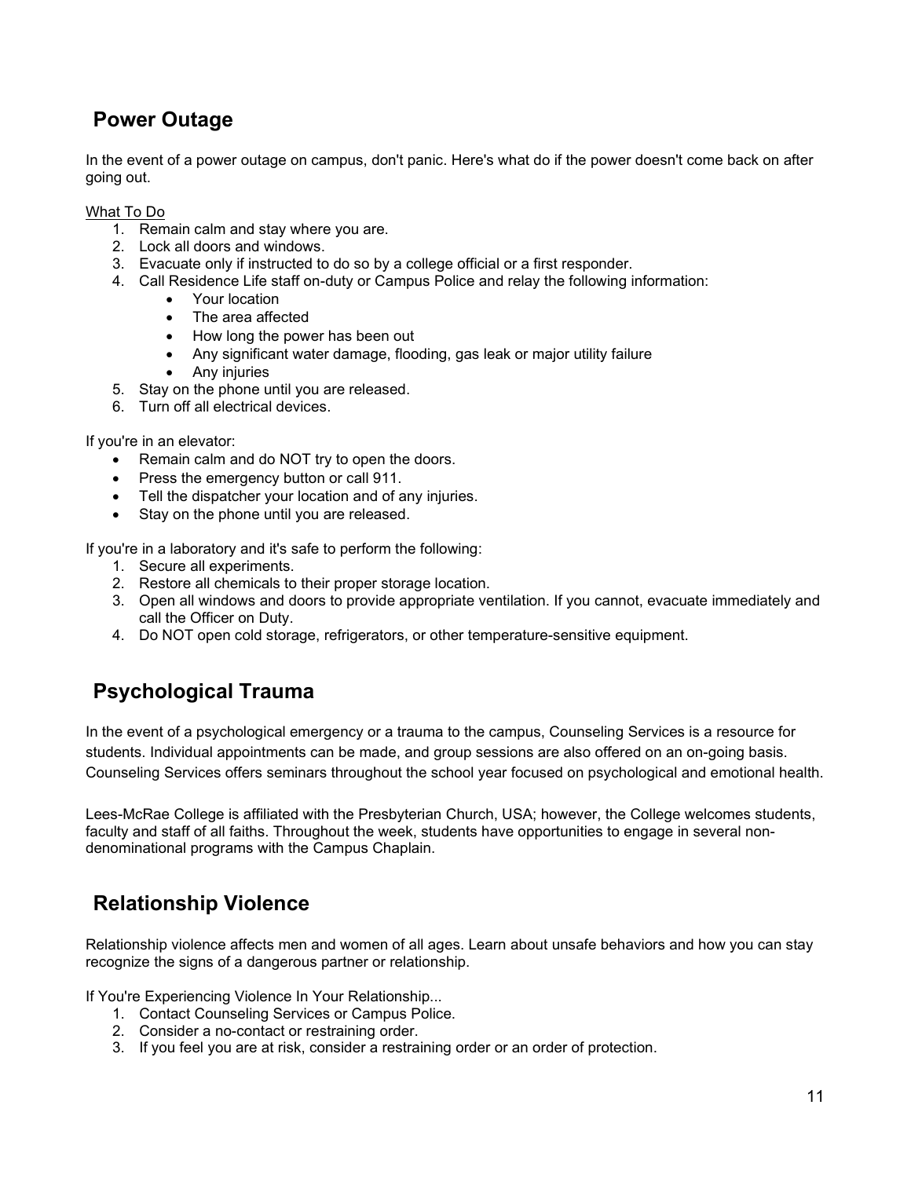## Power Outage

In the event of a power outage on campus, don't panic. Here's what do if the power doesn't come back on after going out.

What To Do

1. Remain calm and stay where you are.
2. Lock all doors and windows.
3. Evacuate only if instructed to do so by a college official or a first responder.
4. Call Residence Life staff on-duty or Campus Police and relay the following information:
    - Your location
    - The area affected
    - How long the power has been out
    - Any significant water damage, flooding, gas leak or major utility failure
    - Any injuries
5. Stay on the phone until you are released.
6. Turn off all electrical devices.

If you're in an elevator:

- Remain calm and do NOT try to open the doors.
- Press the emergency button or call 911.
- Tell the dispatcher your location and of any injuries.
- Stay on the phone until you are released.

If you're in a laboratory and it's safe to perform the following:

1. Secure all experiments.
2. Restore all chemicals to their proper storage location.
3. Open all windows and doors to provide appropriate ventilation. If you cannot, evacuate immediately and call the Officer on Duty.
4. Do NOT open cold storage, refrigerators, or other temperature-sensitive equipment.

## Psychological Trauma

In the event of a psychological emergency or a trauma to the campus, Counseling Services is a resource for students. Individual appointments can be made, and group sessions are also offered on an on-going basis. Counseling Services offers seminars throughout the school year focused on psychological and emotional health.

Lees-McRae College is affiliated with the Presbyterian Church, USA; however, the College welcomes students, faculty and staff of all faiths. Throughout the week, students have opportunities to engage in several non-denominational programs with the Campus Chaplain.

## Relationship Violence

Relationship violence affects men and women of all ages. Learn about unsafe behaviors and how you can stay recognize the signs of a dangerous partner or relationship.

If You're Experiencing Violence In Your Relationship...

1. Contact Counseling Services or Campus Police.
2. Consider a no-contact or restraining order.
3. If you feel you are at risk, consider a restraining order or an order of protection.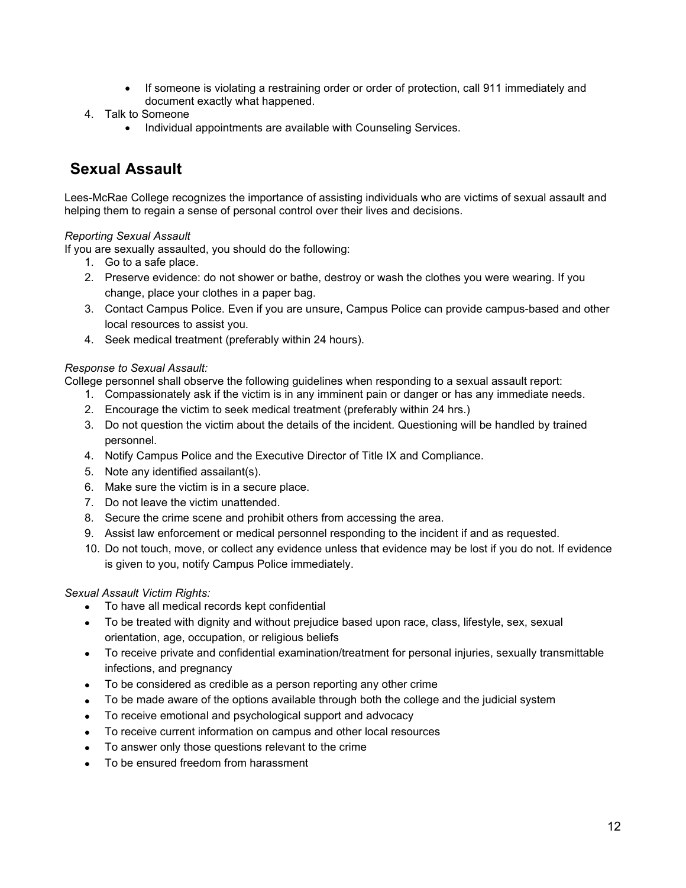- If someone is violating a restraining order or order of protection, call 911 immediately and document exactly what happened.

4. Talk to Someone
   - Individual appointments are available with Counseling Services.

## Sexual Assault

Lees-McRae College recognizes the importance of assisting individuals who are victims of sexual assault and helping them to regain a sense of personal control over their lives and decisions.

*Reporting Sexual Assault*

If you are sexually assaulted, you should do the following:

1. Go to a safe place.
2. Preserve evidence: do not shower or bathe, destroy or wash the clothes you were wearing. If you change, place your clothes in a paper bag.
3. Contact Campus Police. Even if you are unsure, Campus Police can provide campus-based and other local resources to assist you.
4. Seek medical treatment (preferably within 24 hours).

*Response to Sexual Assault:*

College personnel shall observe the following guidelines when responding to a sexual assault report:

1. Compassionately ask if the victim is in any imminent pain or danger or has any immediate needs.
2. Encourage the victim to seek medical treatment (preferably within 24 hrs.)
3. Do not question the victim about the details of the incident. Questioning will be handled by trained personnel.
4. Notify Campus Police and the Executive Director of Title IX and Compliance.
5. Note any identified assailant(s).
6. Make sure the victim is in a secure place.
7. Do not leave the victim unattended.
8. Secure the crime scene and prohibit others from accessing the area.
9. Assist law enforcement or medical personnel responding to the incident if and as requested.
10. Do not touch, move, or collect any evidence unless that evidence may be lost if you do not. If evidence is given to you, notify Campus Police immediately.

*Sexual Assault Victim Rights:*

- To have all medical records kept confidential
- To be treated with dignity and without prejudice based upon race, class, lifestyle, sex, sexual orientation, age, occupation, or religious beliefs
- To receive private and confidential examination/treatment for personal injuries, sexually transmittable infections, and pregnancy
- To be considered as credible as a person reporting any other crime
- To be made aware of the options available through both the college and the judicial system
- To receive emotional and psychological support and advocacy
- To receive current information on campus and other local resources
- To answer only those questions relevant to the crime
- To be ensured freedom from harassment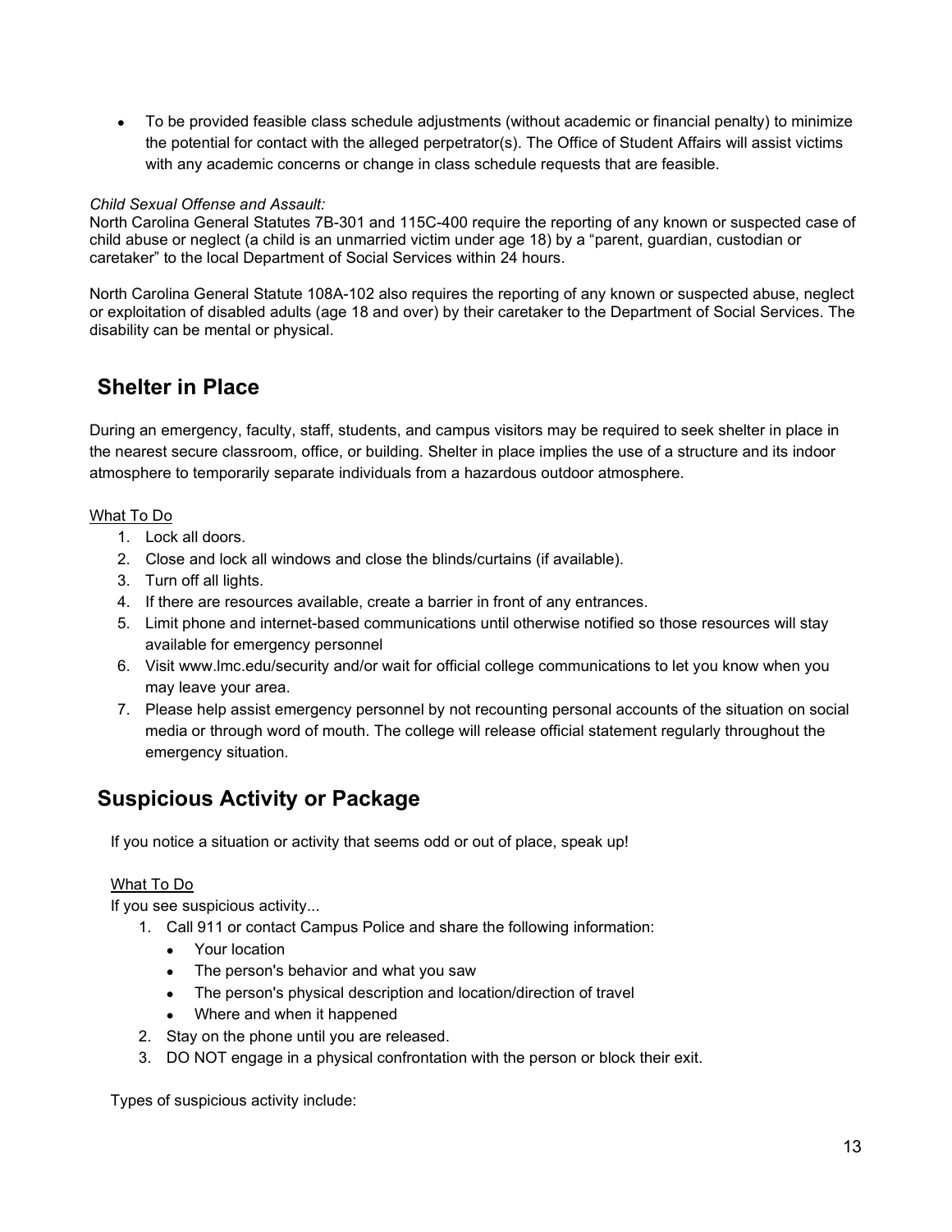- To be provided feasible class schedule adjustments (without academic or financial penalty) to minimize the potential for contact with the alleged perpetrator(s). The Office of Student Affairs will assist victims with any academic concerns or change in class schedule requests that are feasible.

*Child Sexual Offense and Assault:*
North Carolina General Statutes 7B-301 and 115C-400 require the reporting of any known or suspected case of child abuse or neglect (a child is an unmarried victim under age 18) by a “parent, guardian, custodian or caretaker” to the local Department of Social Services within 24 hours.

North Carolina General Statute 108A-102 also requires the reporting of any known or suspected abuse, neglect or exploitation of disabled adults (age 18 and over) by their caretaker to the Department of Social Services. The disability can be mental or physical.

## Shelter in Place

During an emergency, faculty, staff, students, and campus visitors may be required to seek shelter in place in the nearest secure classroom, office, or building. Shelter in place implies the use of a structure and its indoor atmosphere to temporarily separate individuals from a hazardous outdoor atmosphere.

What To Do

1. Lock all doors.
2. Close and lock all windows and close the blinds/curtains (if available).
3. Turn off all lights.
4. If there are resources available, create a barrier in front of any entrances.
5. Limit phone and internet-based communications until otherwise notified so those resources will stay available for emergency personnel
6. Visit www.lmc.edu/security and/or wait for official college communications to let you know when you may leave your area.
7. Please help assist emergency personnel by not recounting personal accounts of the situation on social media or through word of mouth. The college will release official statement regularly throughout the emergency situation.

## Suspicious Activity or Package

If you notice a situation or activity that seems odd or out of place, speak up!

What To Do

If you see suspicious activity...

1. Call 911 or contact Campus Police and share the following information:
   - Your location
   - The person's behavior and what you saw
   - The person's physical description and location/direction of travel
   - Where and when it happened
2. Stay on the phone until you are released.
3. DO NOT engage in a physical confrontation with the person or block their exit.

Types of suspicious activity include: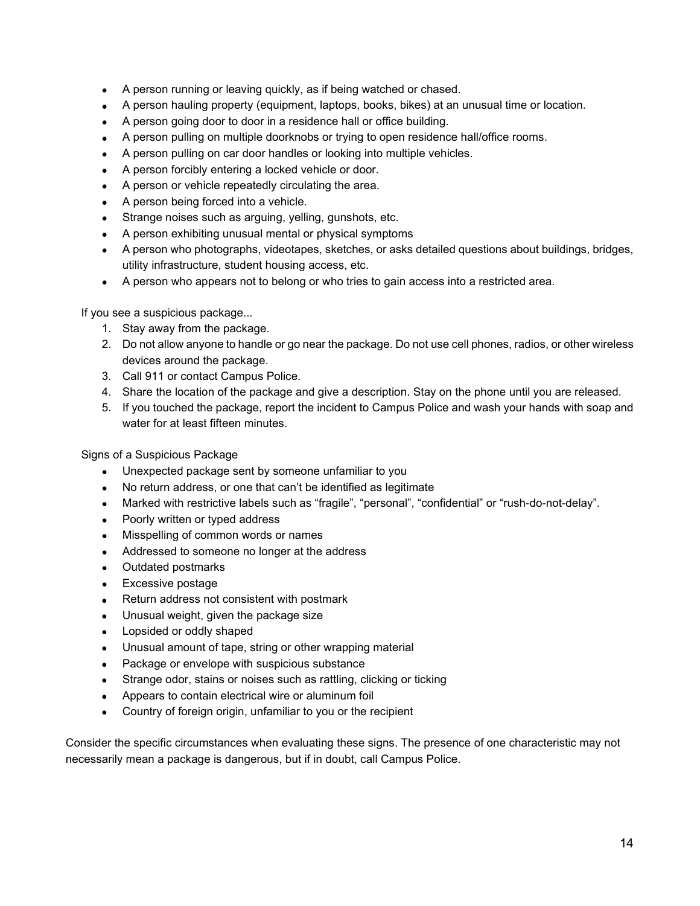- A person running or leaving quickly, as if being watched or chased.
- A person hauling property (equipment, laptops, books, bikes) at an unusual time or location.
- A person going door to door in a residence hall or office building.
- A person pulling on multiple doorknobs or trying to open residence hall/office rooms.
- A person pulling on car door handles or looking into multiple vehicles.
- A person forcibly entering a locked vehicle or door.
- A person or vehicle repeatedly circulating the area.
- A person being forced into a vehicle.
- Strange noises such as arguing, yelling, gunshots, etc.
- A person exhibiting unusual mental or physical symptoms
- A person who photographs, videotapes, sketches, or asks detailed questions about buildings, bridges, utility infrastructure, student housing access, etc.
- A person who appears not to belong or who tries to gain access into a restricted area.

If you see a suspicious package...

1. Stay away from the package.
2. Do not allow anyone to handle or go near the package. Do not use cell phones, radios, or other wireless devices around the package.
3. Call 911 or contact Campus Police.
4. Share the location of the package and give a description. Stay on the phone until you are released.
5. If you touched the package, report the incident to Campus Police and wash your hands with soap and water for at least fifteen minutes.

Signs of a Suspicious Package

- Unexpected package sent by someone unfamiliar to you
- No return address, or one that can't be identified as legitimate
- Marked with restrictive labels such as "fragile", "personal", "confidential" or "rush-do-not-delay".
- Poorly written or typed address
- Misspelling of common words or names
- Addressed to someone no longer at the address
- Outdated postmarks
- Excessive postage
- Return address not consistent with postmark
- Unusual weight, given the package size
- Lopsided or oddly shaped
- Unusual amount of tape, string or other wrapping material
- Package or envelope with suspicious substance
- Strange odor, stains or noises such as rattling, clicking or ticking
- Appears to contain electrical wire or aluminum foil
- Country of foreign origin, unfamiliar to you or the recipient

Consider the specific circumstances when evaluating these signs. The presence of one characteristic may not necessarily mean a package is dangerous, but if in doubt, call Campus Police.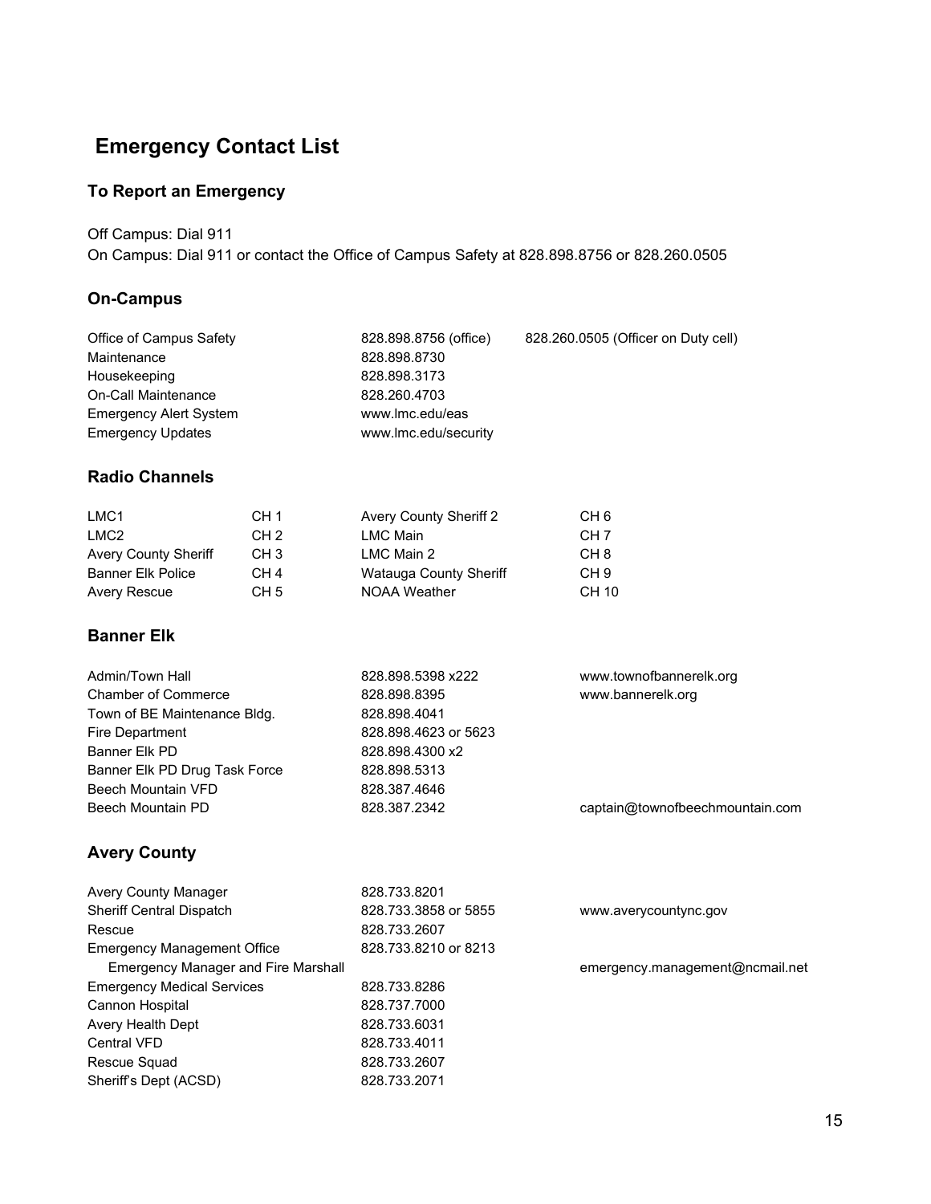# Emergency Contact List

## To Report an Emergency

Off Campus: Dial 911
On Campus: Dial 911 or contact the Office of Campus Safety at 828.898.8756 or 828.260.0505

## On-Campus

| | | |
|---|---|---|
| Office of Campus Safety | 828.898.8756 (office) | 828.260.0505 (Officer on Duty cell) |
| Maintenance | 828.898.8730 | |
| Housekeeping | 828.898.3173 | |
| On-Call Maintenance | 828.260.4703 | |
| Emergency Alert System | www.lmc.edu/eas | |
| Emergency Updates | www.lmc.edu/security | |

## Radio Channels

| | | | |
|---|---|---|---|
| LMC1 | CH 1 | Avery County Sheriff 2 | CH 6 |
| LMC2 | CH 2 | LMC Main | CH 7 |
| Avery County Sheriff | CH 3 | LMC Main 2 | CH 8 |
| Banner Elk Police | CH 4 | Watauga County Sheriff | CH 9 |
| Avery Rescue | CH 5 | NOAA Weather | CH 10 |

## Banner Elk

| | | |
|---|---|---|
| Admin/Town Hall | 828.898.5398 x222 | www.townofbannerelk.org |
| Chamber of Commerce | 828.898.8395 | www.bannerelk.org |
| Town of BE Maintenance Bldg. | 828.898.4041 | |
| Fire Department | 828.898.4623 or 5623 | |
| Banner Elk PD | 828.898.4300 x2 | |
| Banner Elk PD Drug Task Force | 828.898.5313 | |
| Beech Mountain VFD | 828.387.4646 | |
| Beech Mountain PD | 828.387.2342 | captain@townofbeechmountain.com |

## Avery County

| | | |
|---|---|---|
| Avery County Manager | 828.733.8201 | |
| Sheriff Central Dispatch | 828.733.3858 or 5855 | www.averycountync.gov |
| Rescue | 828.733.2607 | |
| Emergency Management Office | 828.733.8210 or 8213 | |
| Emergency Manager and Fire Marshall | | emergency.management@ncmail.net |
| Emergency Medical Services | 828.733.8286 | |
| Cannon Hospital | 828.737.7000 | |
| Avery Health Dept | 828.733.6031 | |
| Central VFD | 828.733.4011 | |
| Rescue Squad | 828.733.2607 | |
| Sheriff's Dept (ACSD) | 828.733.2071 | |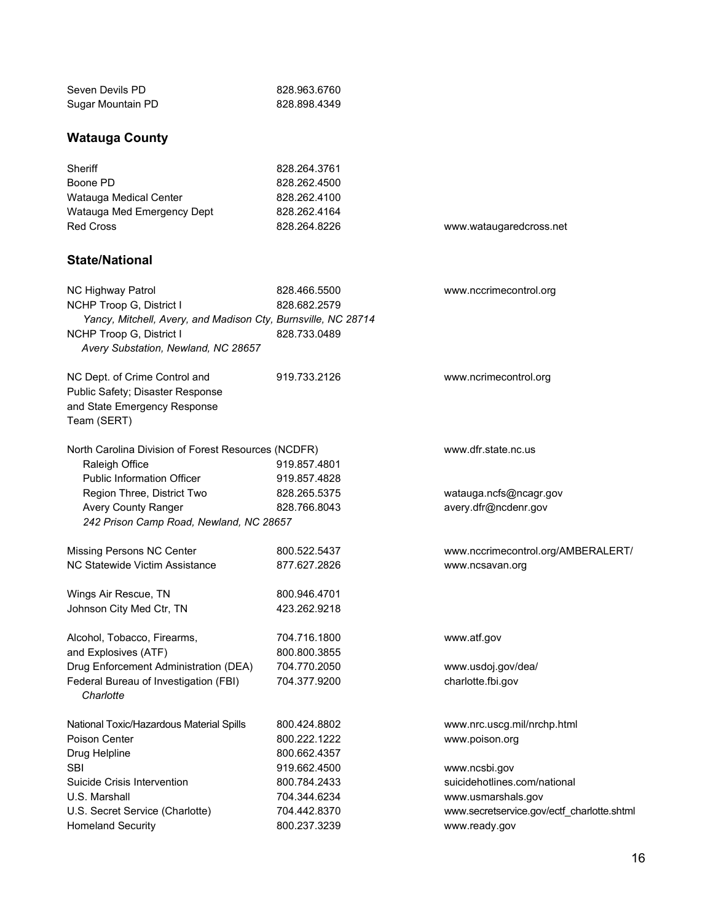| | | |
|---|---|---|
| Seven Devils PD | 828.963.6760 | |
| Sugar Mountain PD | 828.898.4349 | |

## Watauga County

| | | |
|---|---|---|
| Sheriff | 828.264.3761 | |
| Boone PD | 828.262.4500 | |
| Watauga Medical Center | 828.262.4100 | |
| Watauga Med Emergency Dept | 828.262.4164 | |
| Red Cross | 828.264.8226 | www.wataugaredcross.net |

## State/National

| | | |
|---|---|---|
| NC Highway Patrol | 828.466.5500 | www.nccrimecontrol.org |
| NCHP Troop G, District I | 828.682.2579 | |
| *Yancy, Mitchell, Avery, and Madison Cty, Burnsville, NC 28714* | | |
| NCHP Troop G, District I | 828.733.0489 | |
| *Avery Substation, Newland, NC 28657* | | |
| NC Dept. of Crime Control and Public Safety; Disaster Response and State Emergency Response Team (SERT) | 919.733.2126 | www.ncrimecontrol.org |
| North Carolina Division of Forest Resources (NCDFR) | | www.dfr.state.nc.us |
| Raleigh Office | 919.857.4801 | |
| Public Information Officer | 919.857.4828 | |
| Region Three, District Two | 828.265.5375 | watauga.ncfs@ncagr.gov |
| Avery County Ranger | 828.766.8043 | avery.dfr@ncdenr.gov |
| *242 Prison Camp Road, Newland, NC 28657* | | |
| Missing Persons NC Center | 800.522.5437 | www.nccrimecontrol.org/AMBERALERT/ |
| NC Statewide Victim Assistance | 877.627.2826 | www.ncsavan.org |
| Wings Air Rescue, TN | 800.946.4701 | |
| Johnson City Med Ctr, TN | 423.262.9218 | |
| Alcohol, Tobacco, Firearms, and Explosives (ATF) | 704.716.1800<br>800.800.3855 | www.atf.gov |
| Drug Enforcement Administration (DEA) | 704.770.2050 | www.usdoj.gov/dea/ |
| Federal Bureau of Investigation (FBI) *Charlotte* | 704.377.9200 | charlotte.fbi.gov |
| National Toxic/Hazardous Material Spills | 800.424.8802 | www.nrc.uscg.mil/nrchp.html |
| Poison Center | 800.222.1222 | www.poison.org |
| Drug Helpline | 800.662.4357 | |
| SBI | 919.662.4500 | www.ncsbi.gov |
| Suicide Crisis Intervention | 800.784.2433 | suicidehotlines.com/national |
| U.S. Marshall | 704.344.6234 | www.usmarshals.gov |
| U.S. Secret Service (Charlotte) | 704.442.8370 | www.secretservice.gov/ectf_charlotte.shtml |
| Homeland Security | 800.237.3239 | www.ready.gov |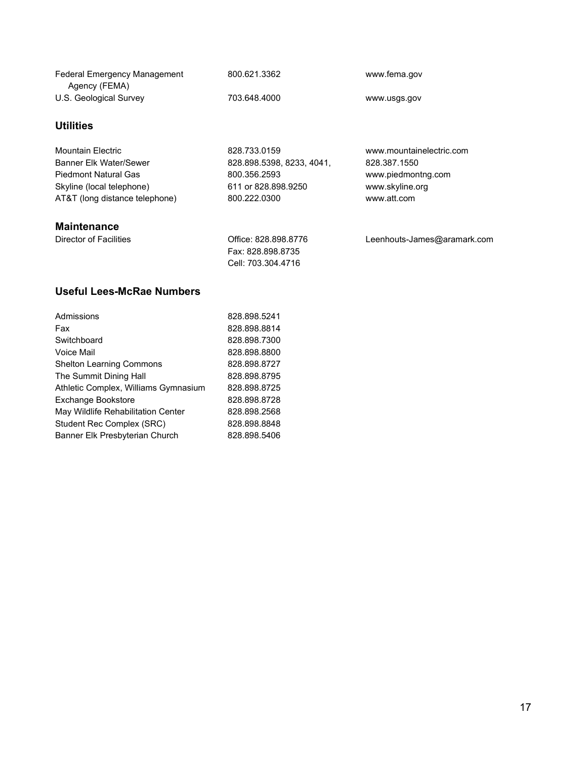| | | |
|---|---|---|
| Federal Emergency Management Agency (FEMA) | 800.621.3362 | www.fema.gov |
| U.S. Geological Survey | 703.648.4000 | www.usgs.gov |

### Utilities

| | | |
|---|---|---|
| Mountain Electric | 828.733.0159 | www.mountainelectric.com |
| Banner Elk Water/Sewer | 828.898.5398, 8233, 4041, | 828.387.1550 |
| Piedmont Natural Gas | 800.356.2593 | www.piedmontng.com |
| Skyline (local telephone) | 611 or 828.898.9250 | www.skyline.org |
| AT&T (long distance telephone) | 800.222.0300 | www.att.com |

### Maintenance

| | | |
|---|---|---|
| Director of Facilities | Office: 828.898.8776<br>Fax: 828.898.8735<br>Cell: 703.304.4716 | Leenhouts-James@aramark.com |

### Useful Lees-McRae Numbers

| | |
|---|---|
| Admissions | 828.898.5241 |
| Fax | 828.898.8814 |
| Switchboard | 828.898.7300 |
| Voice Mail | 828.898.8800 |
| Shelton Learning Commons | 828.898.8727 |
| The Summit Dining Hall | 828.898.8795 |
| Athletic Complex, Williams Gymnasium | 828.898.8725 |
| Exchange Bookstore | 828.898.8728 |
| May Wildlife Rehabilitation Center | 828.898.2568 |
| Student Rec Complex (SRC) | 828.898.8848 |
| Banner Elk Presbyterian Church | 828.898.5406 |